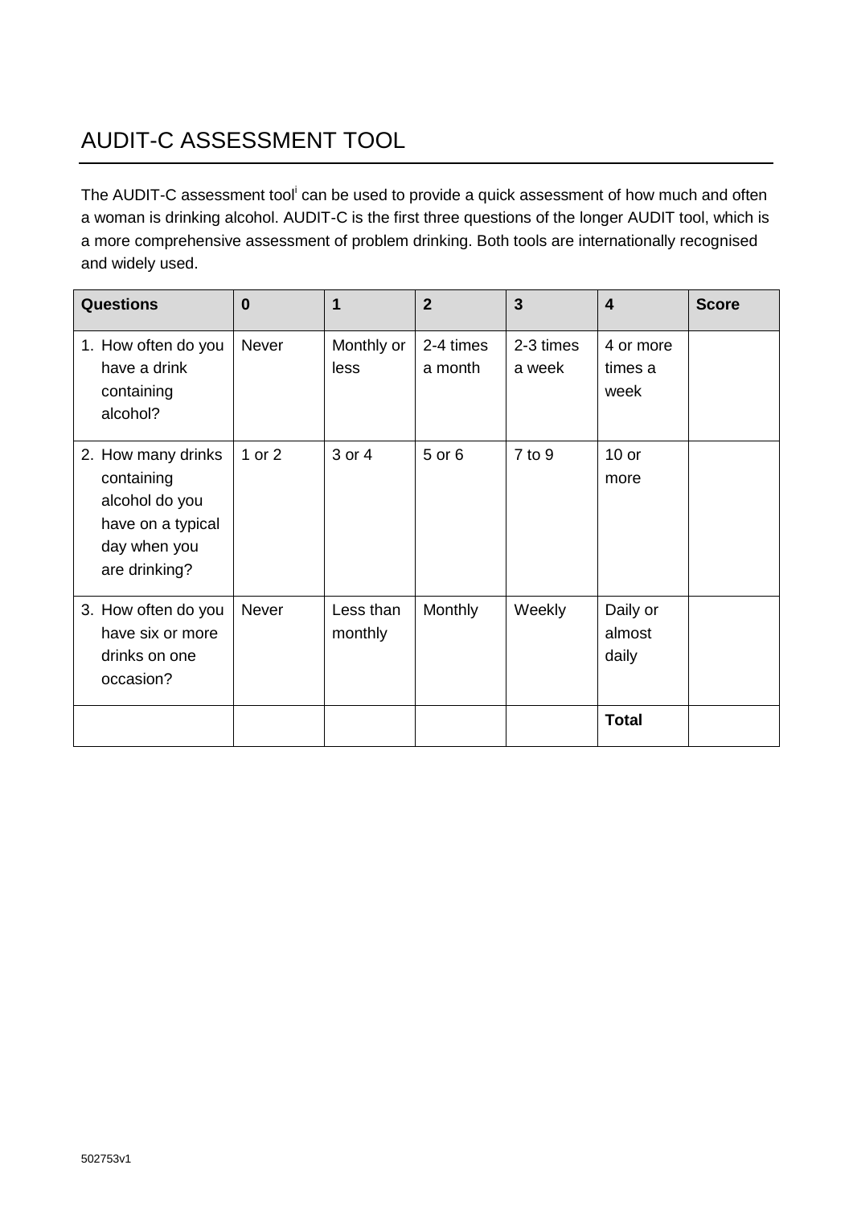# AUDIT-C ASSESSMENT TOOL

The AUDIT-C assessment tool[i] can be used to provide a quick assessment of how much and often a woman is drinking alcohol. AUDIT-C is the first three questions of the longer AUDIT tool, which is a more comprehensive assessment of problem drinking. Both tools are internationally recognised and widely used.

| Questions | 0 | 1 | 2 | 3 | 4 | Score |
|---|---|---|---|---|---|---|
| 1. How often do you have a drink containing alcohol? | Never | Monthly or less | 2-4 times a month | 2-3 times a week | 4 or more times a week | |
| 2. How many drinks containing alcohol do you have on a typical day when you are drinking? | 1 or 2 | 3 or 4 | 5 or 6 | 7 to 9 | 10 or more | |
| 3. How often do you have six or more drinks on one occasion? | Never | Less than monthly | Monthly | Weekly | Daily or almost daily | |
| | | | | | **Total** | |

502753v1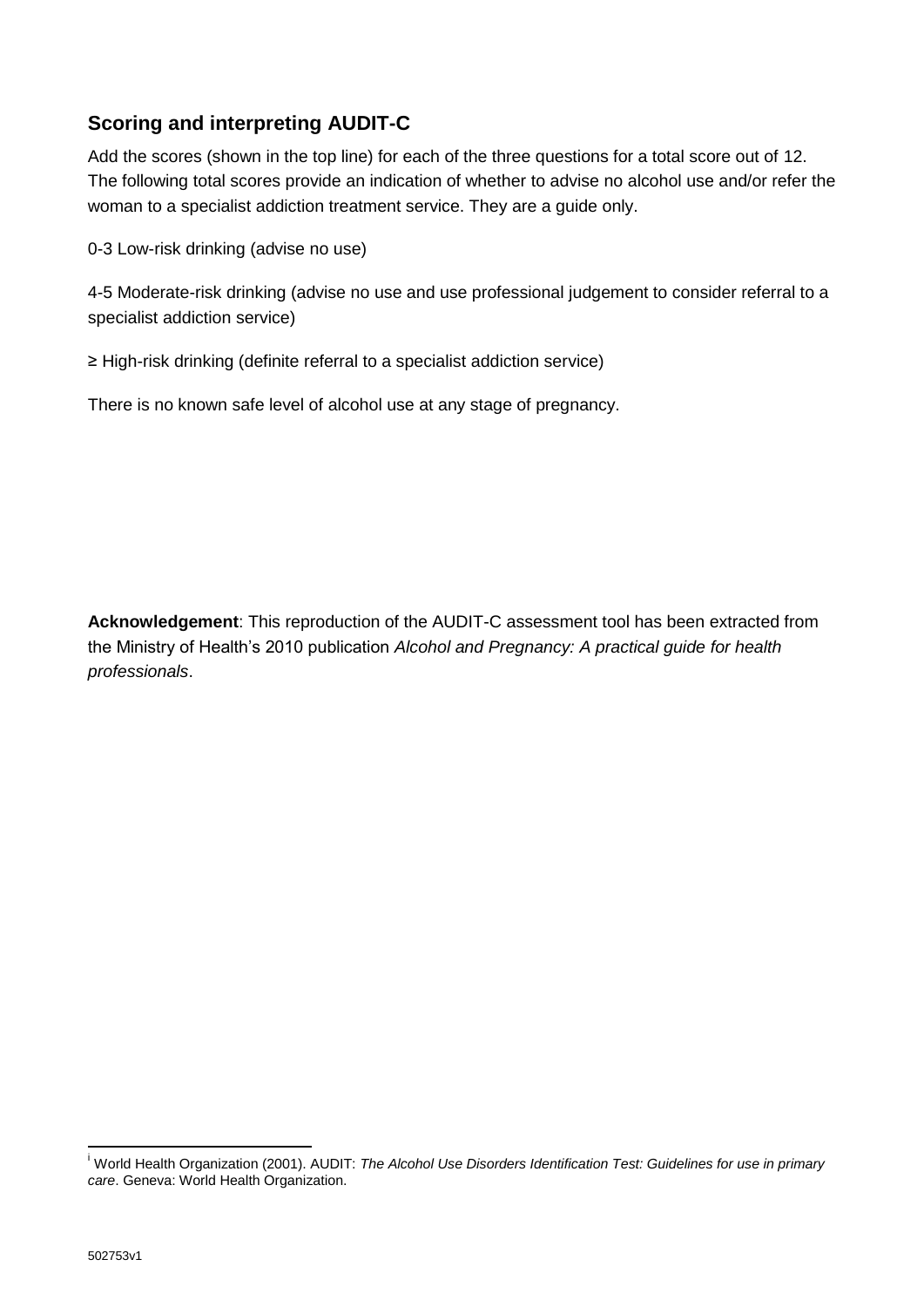## Scoring and interpreting AUDIT-C

Add the scores (shown in the top line) for each of the three questions for a total score out of 12. The following total scores provide an indication of whether to advise no alcohol use and/or refer the woman to a specialist addiction treatment service. They are a guide only.

0-3 Low-risk drinking (advise no use)

4-5 Moderate-risk drinking (advise no use and use professional judgement to consider referral to a specialist addiction service)

≥ High-risk drinking (definite referral to a specialist addiction service)

There is no known safe level of alcohol use at any stage of pregnancy.

**Acknowledgement**: This reproduction of the AUDIT-C assessment tool has been extracted from the Ministry of Health's 2010 publication *Alcohol and Pregnancy: A practical guide for health professionals*.

[i] World Health Organization (2001). AUDIT: *The Alcohol Use Disorders Identification Test: Guidelines for use in primary care*. Geneva: World Health Organization.

502753v1